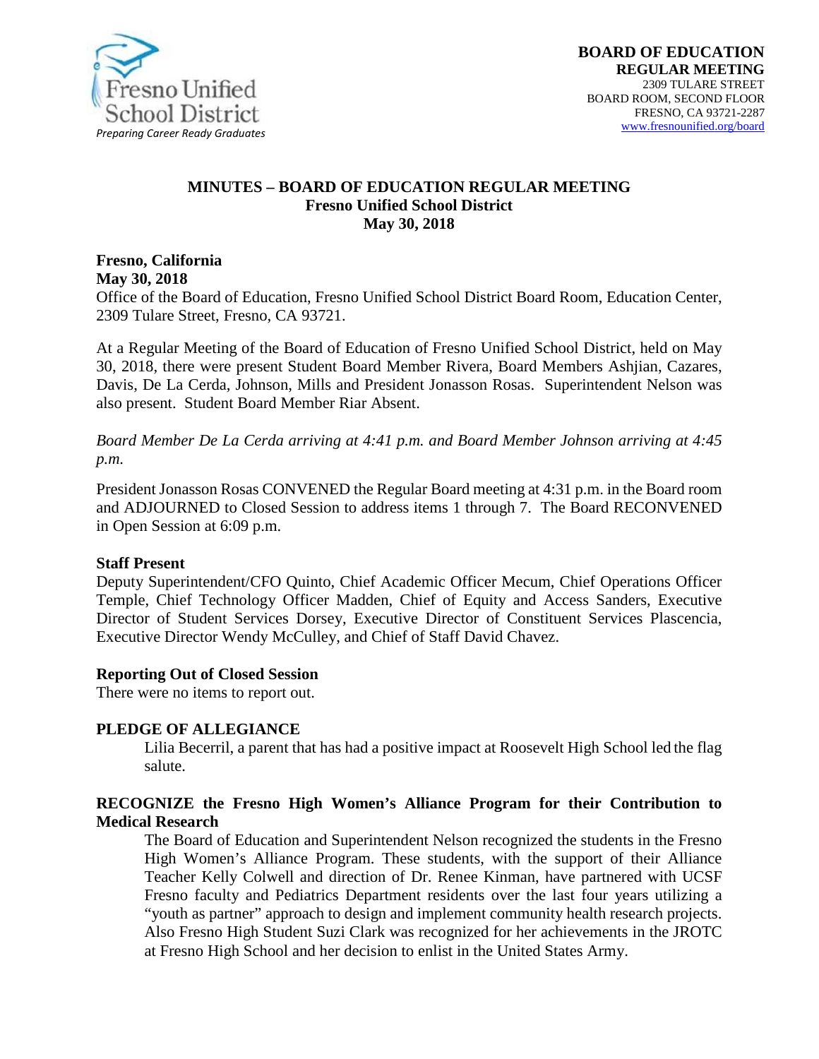Fresno Unified School District
*Preparing Career Ready Graduates*

**BOARD OF EDUCATION**
**REGULAR MEETING**
2309 TULARE STREET
BOARD ROOM, SECOND FLOOR
FRESNO, CA 93721-2287
www.fresnounified.org/board

# MINUTES – BOARD OF EDUCATION REGULAR MEETING
## Fresno Unified School District
## May 30, 2018

**Fresno, California**
**May 30, 2018**
Office of the Board of Education, Fresno Unified School District Board Room, Education Center, 2309 Tulare Street, Fresno, CA 93721.

At a Regular Meeting of the Board of Education of Fresno Unified School District, held on May 30, 2018, there were present Student Board Member Rivera, Board Members Ashjian, Cazares, Davis, De La Cerda, Johnson, Mills and President Jonasson Rosas. Superintendent Nelson was also present. Student Board Member Riar Absent.

*Board Member De La Cerda arriving at 4:41 p.m. and Board Member Johnson arriving at 4:45 p.m.*

President Jonasson Rosas CONVENED the Regular Board meeting at 4:31 p.m. in the Board room and ADJOURNED to Closed Session to address items 1 through 7. The Board RECONVENED in Open Session at 6:09 p.m.

**Staff Present**
Deputy Superintendent/CFO Quinto, Chief Academic Officer Mecum, Chief Operations Officer Temple, Chief Technology Officer Madden, Chief of Equity and Access Sanders, Executive Director of Student Services Dorsey, Executive Director of Constituent Services Plascencia, Executive Director Wendy McCulley, and Chief of Staff David Chavez.

**Reporting Out of Closed Session**
There were no items to report out.

**PLEDGE OF ALLEGIANCE**

Lilia Becerril, a parent that has had a positive impact at Roosevelt High School led the flag salute.

**RECOGNIZE the Fresno High Women's Alliance Program for their Contribution to Medical Research**

The Board of Education and Superintendent Nelson recognized the students in the Fresno High Women's Alliance Program. These students, with the support of their Alliance Teacher Kelly Colwell and direction of Dr. Renee Kinman, have partnered with UCSF Fresno faculty and Pediatrics Department residents over the last four years utilizing a "youth as partner" approach to design and implement community health research projects. Also Fresno High Student Suzi Clark was recognized for her achievements in the JROTC at Fresno High School and her decision to enlist in the United States Army.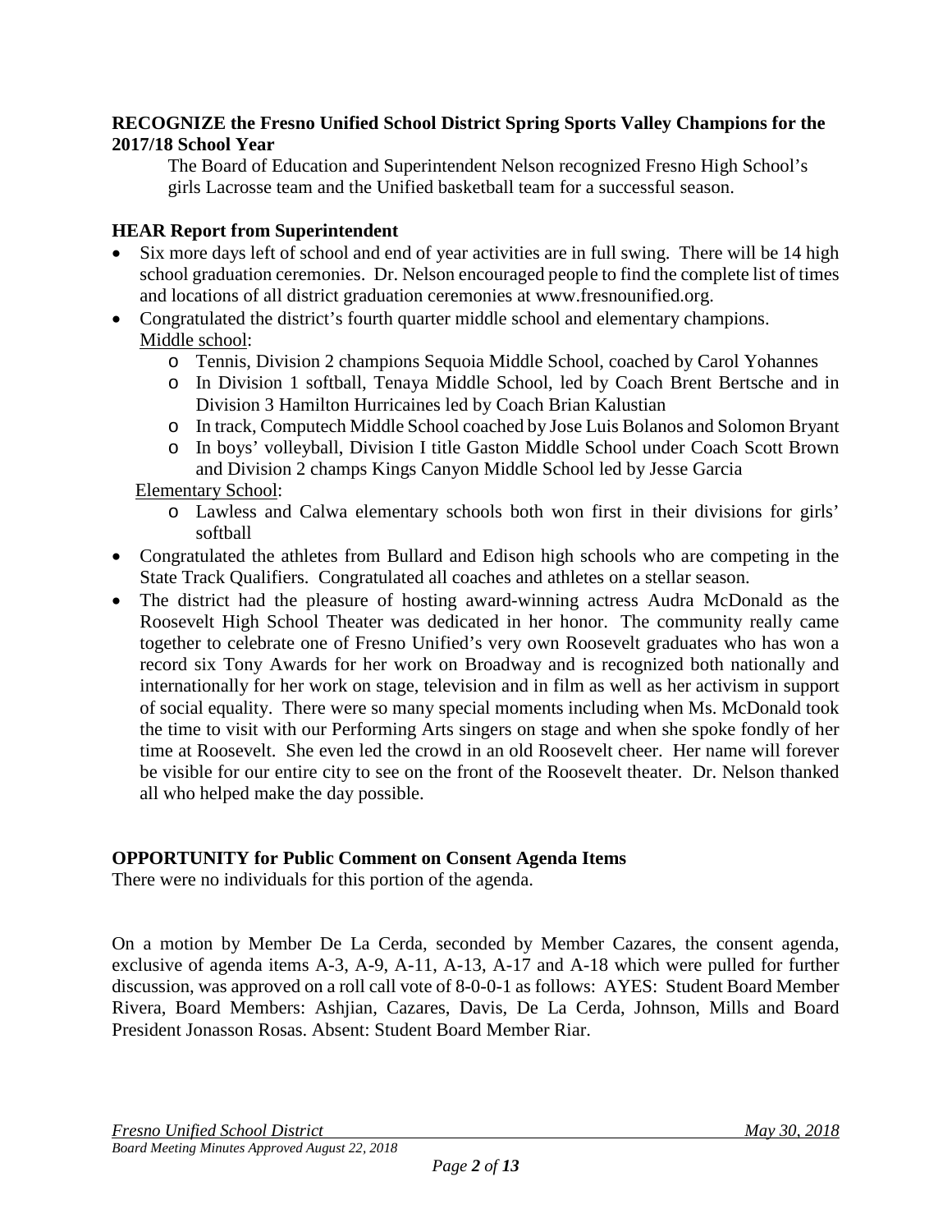**RECOGNIZE the Fresno Unified School District Spring Sports Valley Champions for the 2017/18 School Year**

The Board of Education and Superintendent Nelson recognized Fresno High School's girls Lacrosse team and the Unified basketball team for a successful season.

**HEAR Report from Superintendent**

- Six more days left of school and end of year activities are in full swing. There will be 14 high school graduation ceremonies. Dr. Nelson encouraged people to find the complete list of times and locations of all district graduation ceremonies at www.fresnounified.org.
- Congratulated the district's fourth quarter middle school and elementary champions.
  Middle school:
  - Tennis, Division 2 champions Sequoia Middle School, coached by Carol Yohannes
  - In Division 1 softball, Tenaya Middle School, led by Coach Brent Bertsche and in Division 3 Hamilton Hurricaines led by Coach Brian Kalustian
  - In track, Computech Middle School coached by Jose Luis Bolanos and Solomon Bryant
  - In boys' volleyball, Division I title Gaston Middle School under Coach Scott Brown and Division 2 champs Kings Canyon Middle School led by Jesse Garcia

  Elementary School:
  - Lawless and Calwa elementary schools both won first in their divisions for girls' softball
- Congratulated the athletes from Bullard and Edison high schools who are competing in the State Track Qualifiers. Congratulated all coaches and athletes on a stellar season.
- The district had the pleasure of hosting award-winning actress Audra McDonald as the Roosevelt High School Theater was dedicated in her honor. The community really came together to celebrate one of Fresno Unified's very own Roosevelt graduates who has won a record six Tony Awards for her work on Broadway and is recognized both nationally and internationally for her work on stage, television and in film as well as her activism in support of social equality. There were so many special moments including when Ms. McDonald took the time to visit with our Performing Arts singers on stage and when she spoke fondly of her time at Roosevelt. She even led the crowd in an old Roosevelt cheer. Her name will forever be visible for our entire city to see on the front of the Roosevelt theater. Dr. Nelson thanked all who helped make the day possible.

**OPPORTUNITY for Public Comment on Consent Agenda Items**

There were no individuals for this portion of the agenda.

On a motion by Member De La Cerda, seconded by Member Cazares, the consent agenda, exclusive of agenda items A-3, A-9, A-11, A-13, A-17 and A-18 which were pulled for further discussion, was approved on a roll call vote of 8-0-0-1 as follows: AYES: Student Board Member Rivera, Board Members: Ashjian, Cazares, Davis, De La Cerda, Johnson, Mills and Board President Jonasson Rosas. Absent: Student Board Member Riar.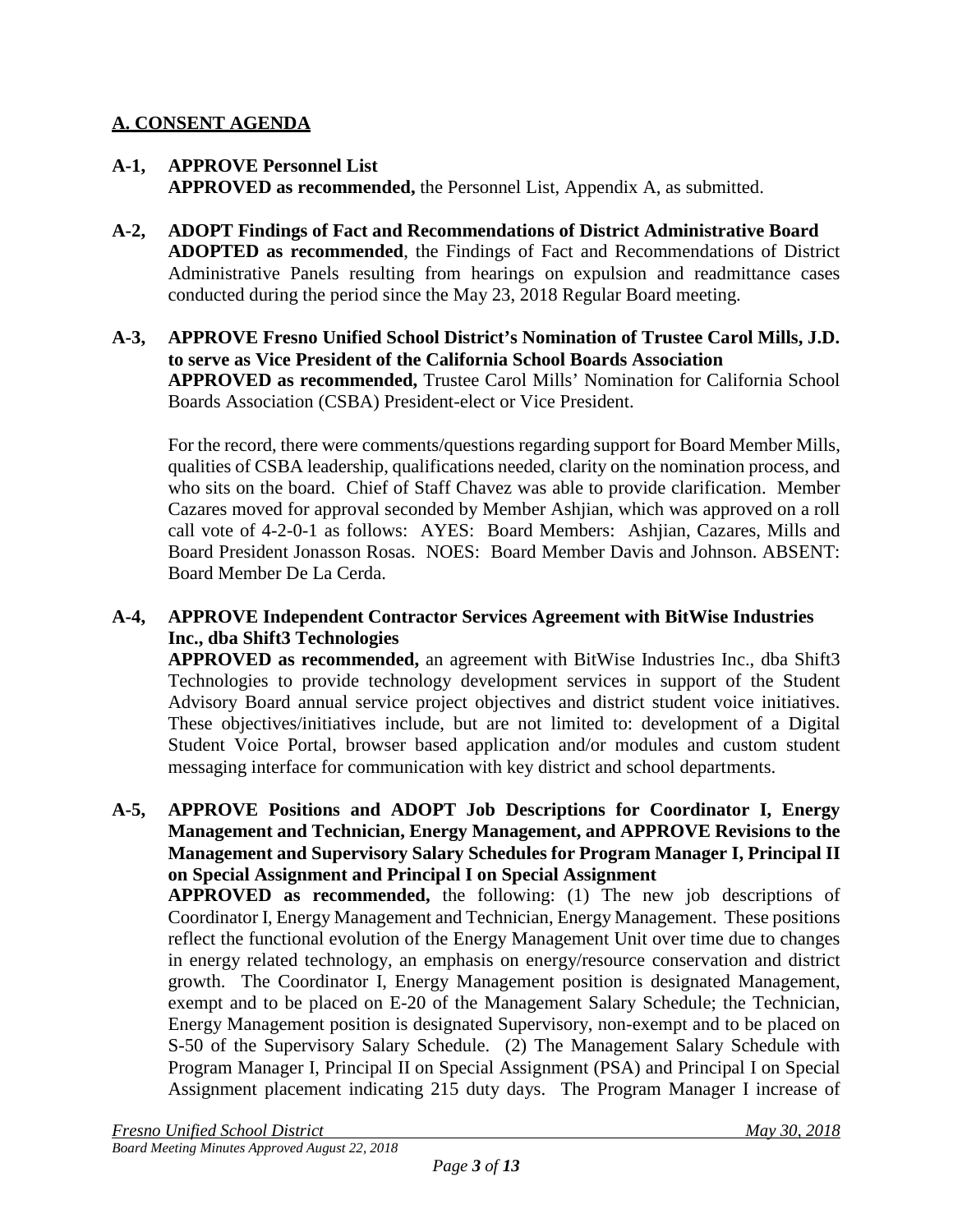## A. CONSENT AGENDA

**A-1, APPROVE Personnel List**
**APPROVED as recommended,** the Personnel List, Appendix A, as submitted.

**A-2, ADOPT Findings of Fact and Recommendations of District Administrative Board**
**ADOPTED as recommended**, the Findings of Fact and Recommendations of District Administrative Panels resulting from hearings on expulsion and readmittance cases conducted during the period since the May 23, 2018 Regular Board meeting.

**A-3, APPROVE Fresno Unified School District's Nomination of Trustee Carol Mills, J.D. to serve as Vice President of the California School Boards Association**
**APPROVED as recommended,** Trustee Carol Mills' Nomination for California School Boards Association (CSBA) President-elect or Vice President.

For the record, there were comments/questions regarding support for Board Member Mills, qualities of CSBA leadership, qualifications needed, clarity on the nomination process, and who sits on the board. Chief of Staff Chavez was able to provide clarification. Member Cazares moved for approval seconded by Member Ashjian, which was approved on a roll call vote of 4-2-0-1 as follows: AYES: Board Members: Ashjian, Cazares, Mills and Board President Jonasson Rosas. NOES: Board Member Davis and Johnson. ABSENT: Board Member De La Cerda.

**A-4, APPROVE Independent Contractor Services Agreement with BitWise Industries Inc., dba Shift3 Technologies**
**APPROVED as recommended,** an agreement with BitWise Industries Inc., dba Shift3 Technologies to provide technology development services in support of the Student Advisory Board annual service project objectives and district student voice initiatives. These objectives/initiatives include, but are not limited to: development of a Digital Student Voice Portal, browser based application and/or modules and custom student messaging interface for communication with key district and school departments.

**A-5, APPROVE Positions and ADOPT Job Descriptions for Coordinator I, Energy Management and Technician, Energy Management, and APPROVE Revisions to the Management and Supervisory Salary Schedules for Program Manager I, Principal II on Special Assignment and Principal I on Special Assignment**
**APPROVED as recommended,** the following: (1) The new job descriptions of Coordinator I, Energy Management and Technician, Energy Management. These positions reflect the functional evolution of the Energy Management Unit over time due to changes in energy related technology, an emphasis on energy/resource conservation and district growth. The Coordinator I, Energy Management position is designated Management, exempt and to be placed on E-20 of the Management Salary Schedule; the Technician, Energy Management position is designated Supervisory, non-exempt and to be placed on S-50 of the Supervisory Salary Schedule. (2) The Management Salary Schedule with Program Manager I, Principal II on Special Assignment (PSA) and Principal I on Special Assignment placement indicating 215 duty days. The Program Manager I increase of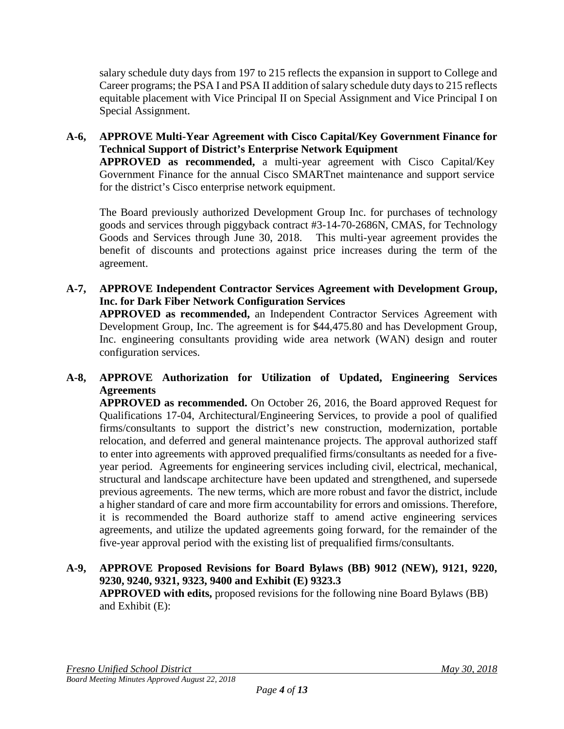salary schedule duty days from 197 to 215 reflects the expansion in support to College and Career programs; the PSA I and PSA II addition of salary schedule duty days to 215 reflects equitable placement with Vice Principal II on Special Assignment and Vice Principal I on Special Assignment.

**A-6, APPROVE Multi-Year Agreement with Cisco Capital/Key Government Finance for Technical Support of District's Enterprise Network Equipment**

**APPROVED as recommended,** a multi-year agreement with Cisco Capital/Key Government Finance for the annual Cisco SMARTnet maintenance and support service for the district's Cisco enterprise network equipment.

The Board previously authorized Development Group Inc. for purchases of technology goods and services through piggyback contract #3-14-70-2686N, CMAS, for Technology Goods and Services through June 30, 2018. This multi-year agreement provides the benefit of discounts and protections against price increases during the term of the agreement.

**A-7, APPROVE Independent Contractor Services Agreement with Development Group, Inc. for Dark Fiber Network Configuration Services**

**APPROVED as recommended,** an Independent Contractor Services Agreement with Development Group, Inc. The agreement is for $44,475.80 and has Development Group, Inc. engineering consultants providing wide area network (WAN) design and router configuration services.

**A-8, APPROVE Authorization for Utilization of Updated, Engineering Services Agreements**

**APPROVED as recommended.** On October 26, 2016, the Board approved Request for Qualifications 17-04, Architectural/Engineering Services, to provide a pool of qualified firms/consultants to support the district's new construction, modernization, portable relocation, and deferred and general maintenance projects. The approval authorized staff to enter into agreements with approved prequalified firms/consultants as needed for a five-year period. Agreements for engineering services including civil, electrical, mechanical, structural and landscape architecture have been updated and strengthened, and supersede previous agreements. The new terms, which are more robust and favor the district, include a higher standard of care and more firm accountability for errors and omissions. Therefore, it is recommended the Board authorize staff to amend active engineering services agreements, and utilize the updated agreements going forward, for the remainder of the five-year approval period with the existing list of prequalified firms/consultants.

**A-9, APPROVE Proposed Revisions for Board Bylaws (BB) 9012 (NEW), 9121, 9220, 9230, 9240, 9321, 9323, 9400 and Exhibit (E) 9323.3**

**APPROVED with edits,** proposed revisions for the following nine Board Bylaws (BB) and Exhibit (E):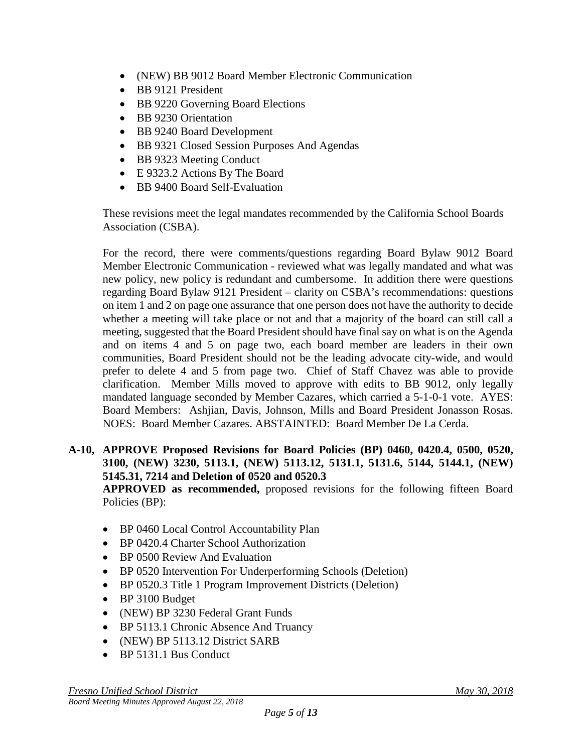- (NEW) BB 9012 Board Member Electronic Communication
- BB 9121 President
- BB 9220 Governing Board Elections
- BB 9230 Orientation
- BB 9240 Board Development
- BB 9321 Closed Session Purposes And Agendas
- BB 9323 Meeting Conduct
- E 9323.2 Actions By The Board
- BB 9400 Board Self-Evaluation

These revisions meet the legal mandates recommended by the California School Boards Association (CSBA).

For the record, there were comments/questions regarding Board Bylaw 9012 Board Member Electronic Communication - reviewed what was legally mandated and what was new policy, new policy is redundant and cumbersome. In addition there were questions regarding Board Bylaw 9121 President – clarity on CSBA's recommendations: questions on item 1 and 2 on page one assurance that one person does not have the authority to decide whether a meeting will take place or not and that a majority of the board can still call a meeting, suggested that the Board President should have final say on what is on the Agenda and on items 4 and 5 on page two, each board member are leaders in their own communities, Board President should not be the leading advocate city-wide, and would prefer to delete 4 and 5 from page two. Chief of Staff Chavez was able to provide clarification. Member Mills moved to approve with edits to BB 9012, only legally mandated language seconded by Member Cazares, which carried a 5-1-0-1 vote. AYES: Board Members: Ashjian, Davis, Johnson, Mills and Board President Jonasson Rosas. NOES: Board Member Cazares. ABSTAINTED: Board Member De La Cerda.

**A-10, APPROVE Proposed Revisions for Board Policies (BP) 0460, 0420.4, 0500, 0520, 3100, (NEW) 3230, 5113.1, (NEW) 5113.12, 5131.1, 5131.6, 5144, 5144.1, (NEW) 5145.31, 7214 and Deletion of 0520 and 0520.3**

**APPROVED as recommended,** proposed revisions for the following fifteen Board Policies (BP):

- BP 0460 Local Control Accountability Plan
- BP 0420.4 Charter School Authorization
- BP 0500 Review And Evaluation
- BP 0520 Intervention For Underperforming Schools (Deletion)
- BP 0520.3 Title 1 Program Improvement Districts (Deletion)
- BP 3100 Budget
- (NEW) BP 3230 Federal Grant Funds
- BP 5113.1 Chronic Absence And Truancy
- (NEW) BP 5113.12 District SARB
- BP 5131.1 Bus Conduct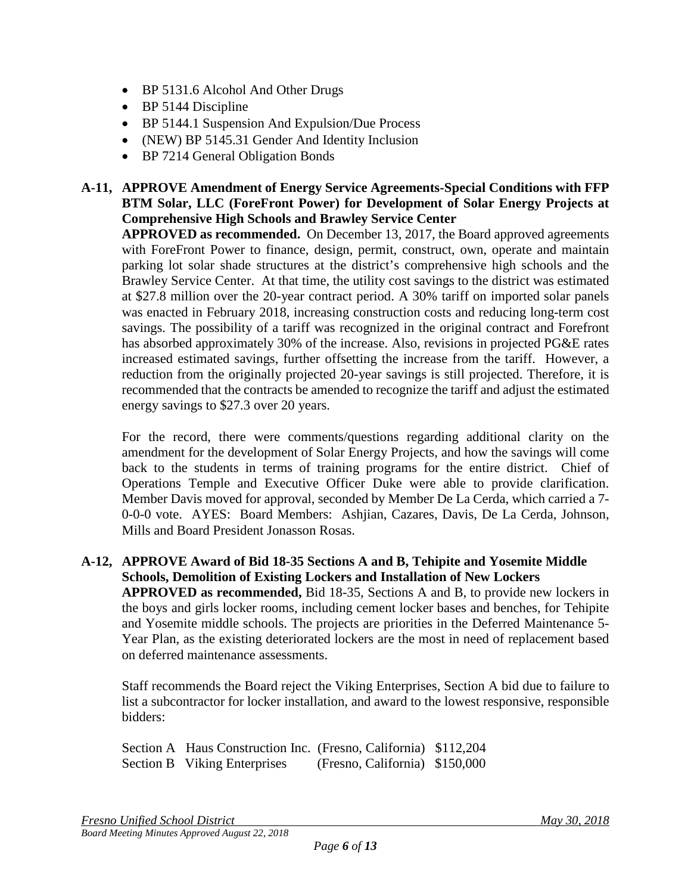- BP 5131.6 Alcohol And Other Drugs
- BP 5144 Discipline
- BP 5144.1 Suspension And Expulsion/Due Process
- (NEW) BP 5145.31 Gender And Identity Inclusion
- BP 7214 General Obligation Bonds

**A-11, APPROVE Amendment of Energy Service Agreements-Special Conditions with FFP BTM Solar, LLC (ForeFront Power) for Development of Solar Energy Projects at Comprehensive High Schools and Brawley Service Center**

**APPROVED as recommended.** On December 13, 2017, the Board approved agreements with ForeFront Power to finance, design, permit, construct, own, operate and maintain parking lot solar shade structures at the district's comprehensive high schools and the Brawley Service Center. At that time, the utility cost savings to the district was estimated at $27.8 million over the 20-year contract period. A 30% tariff on imported solar panels was enacted in February 2018, increasing construction costs and reducing long-term cost savings. The possibility of a tariff was recognized in the original contract and Forefront has absorbed approximately 30% of the increase. Also, revisions in projected PG&E rates increased estimated savings, further offsetting the increase from the tariff. However, a reduction from the originally projected 20-year savings is still projected. Therefore, it is recommended that the contracts be amended to recognize the tariff and adjust the estimated energy savings to $27.3 over 20 years.

For the record, there were comments/questions regarding additional clarity on the amendment for the development of Solar Energy Projects, and how the savings will come back to the students in terms of training programs for the entire district. Chief of Operations Temple and Executive Officer Duke were able to provide clarification. Member Davis moved for approval, seconded by Member De La Cerda, which carried a 7-0-0-0 vote. AYES: Board Members: Ashjian, Cazares, Davis, De La Cerda, Johnson, Mills and Board President Jonasson Rosas.

**A-12, APPROVE Award of Bid 18-35 Sections A and B, Tehipite and Yosemite Middle Schools, Demolition of Existing Lockers and Installation of New Lockers**

**APPROVED as recommended,** Bid 18-35, Sections A and B, to provide new lockers in the boys and girls locker rooms, including cement locker bases and benches, for Tehipite and Yosemite middle schools. The projects are priorities in the Deferred Maintenance 5-Year Plan, as the existing deteriorated lockers are the most in need of replacement based on deferred maintenance assessments.

Staff recommends the Board reject the Viking Enterprises, Section A bid due to failure to list a subcontractor for locker installation, and award to the lowest responsive, responsible bidders:

| | | | |
|---|---|---|---|
| Section A | Haus Construction Inc. | (Fresno, California) | $112,204 |
| Section B | Viking Enterprises | (Fresno, California) | $150,000 |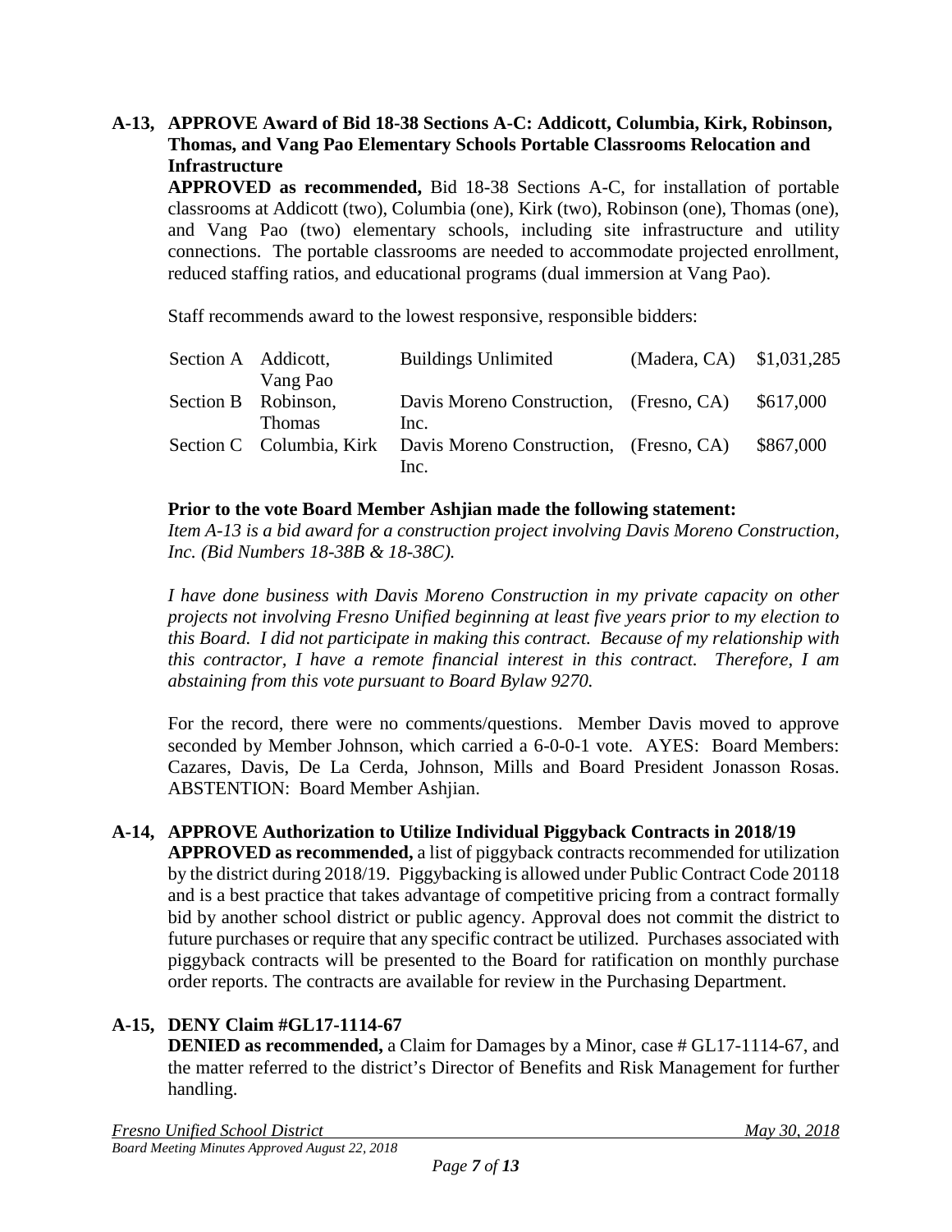**A-13, APPROVE Award of Bid 18-38 Sections A-C: Addicott, Columbia, Kirk, Robinson, Thomas, and Vang Pao Elementary Schools Portable Classrooms Relocation and Infrastructure**

**APPROVED as recommended,** Bid 18-38 Sections A-C, for installation of portable classrooms at Addicott (two), Columbia (one), Kirk (two), Robinson (one), Thomas (one), and Vang Pao (two) elementary schools, including site infrastructure and utility connections. The portable classrooms are needed to accommodate projected enrollment, reduced staffing ratios, and educational programs (dual immersion at Vang Pao).

Staff recommends award to the lowest responsive, responsible bidders:

| | | | | |
|---|---|---|---|---|
| Section A | Addicott, Vang Pao | Buildings Unlimited | (Madera, CA) | $1,031,285 |
| Section B | Robinson, Thomas | Davis Moreno Construction, Inc. | (Fresno, CA) | $617,000 |
| Section C | Columbia, Kirk | Davis Moreno Construction, Inc. | (Fresno, CA) | $867,000 |

**Prior to the vote Board Member Ashjian made the following statement:**

*Item A-13 is a bid award for a construction project involving Davis Moreno Construction, Inc. (Bid Numbers 18-38B & 18-38C).*

*I have done business with Davis Moreno Construction in my private capacity on other projects not involving Fresno Unified beginning at least five years prior to my election to this Board. I did not participate in making this contract. Because of my relationship with this contractor, I have a remote financial interest in this contract. Therefore, I am abstaining from this vote pursuant to Board Bylaw 9270.*

For the record, there were no comments/questions. Member Davis moved to approve seconded by Member Johnson, which carried a 6-0-0-1 vote. AYES: Board Members: Cazares, Davis, De La Cerda, Johnson, Mills and Board President Jonasson Rosas. ABSTENTION: Board Member Ashjian.

**A-14, APPROVE Authorization to Utilize Individual Piggyback Contracts in 2018/19**

**APPROVED as recommended,** a list of piggyback contracts recommended for utilization by the district during 2018/19. Piggybacking is allowed under Public Contract Code 20118 and is a best practice that takes advantage of competitive pricing from a contract formally bid by another school district or public agency. Approval does not commit the district to future purchases or require that any specific contract be utilized. Purchases associated with piggyback contracts will be presented to the Board for ratification on monthly purchase order reports. The contracts are available for review in the Purchasing Department.

**A-15, DENY Claim #GL17-1114-67**

**DENIED as recommended,** a Claim for Damages by a Minor, case # GL17-1114-67, and the matter referred to the district's Director of Benefits and Risk Management for further handling.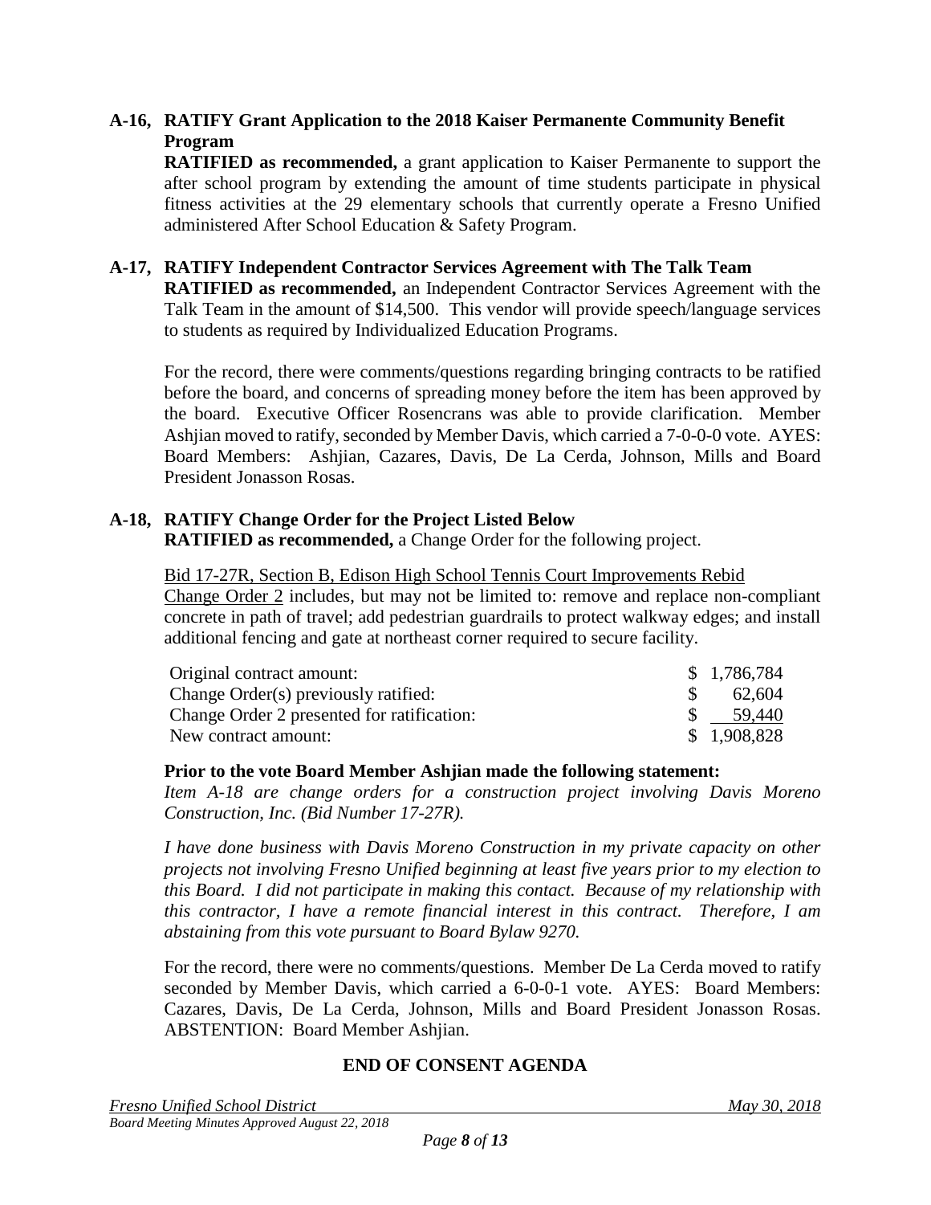**A-16, RATIFY Grant Application to the 2018 Kaiser Permanente Community Benefit Program**

**RATIFIED as recommended,** a grant application to Kaiser Permanente to support the after school program by extending the amount of time students participate in physical fitness activities at the 29 elementary schools that currently operate a Fresno Unified administered After School Education & Safety Program.

**A-17, RATIFY Independent Contractor Services Agreement with The Talk Team**

**RATIFIED as recommended,** an Independent Contractor Services Agreement with the Talk Team in the amount of $14,500. This vendor will provide speech/language services to students as required by Individualized Education Programs.

For the record, there were comments/questions regarding bringing contracts to be ratified before the board, and concerns of spreading money before the item has been approved by the board. Executive Officer Rosencrans was able to provide clarification. Member Ashjian moved to ratify, seconded by Member Davis, which carried a 7-0-0-0 vote. AYES: Board Members: Ashjian, Cazares, Davis, De La Cerda, Johnson, Mills and Board President Jonasson Rosas.

**A-18, RATIFY Change Order for the Project Listed Below**

**RATIFIED as recommended,** a Change Order for the following project.

Bid 17-27R, Section B, Edison High School Tennis Court Improvements Rebid

Change Order 2 includes, but may not be limited to: remove and replace non-compliant concrete in path of travel; add pedestrian guardrails to protect walkway edges; and install additional fencing and gate at northeast corner required to secure facility.

| | |
|---|---|
| Original contract amount: | $ 1,786,784 |
| Change Order(s) previously ratified: | $ 62,604 |
| Change Order 2 presented for ratification: | $ 59,440 |
| New contract amount: | $ 1,908,828 |

**Prior to the vote Board Member Ashjian made the following statement:**

*Item A-18 are change orders for a construction project involving Davis Moreno Construction, Inc. (Bid Number 17-27R).*

*I have done business with Davis Moreno Construction in my private capacity on other projects not involving Fresno Unified beginning at least five years prior to my election to this Board. I did not participate in making this contact. Because of my relationship with this contractor, I have a remote financial interest in this contract. Therefore, I am abstaining from this vote pursuant to Board Bylaw 9270.*

For the record, there were no comments/questions. Member De La Cerda moved to ratify seconded by Member Davis, which carried a 6-0-0-1 vote. AYES: Board Members: Cazares, Davis, De La Cerda, Johnson, Mills and Board President Jonasson Rosas. ABSTENTION: Board Member Ashjian.

**END OF CONSENT AGENDA**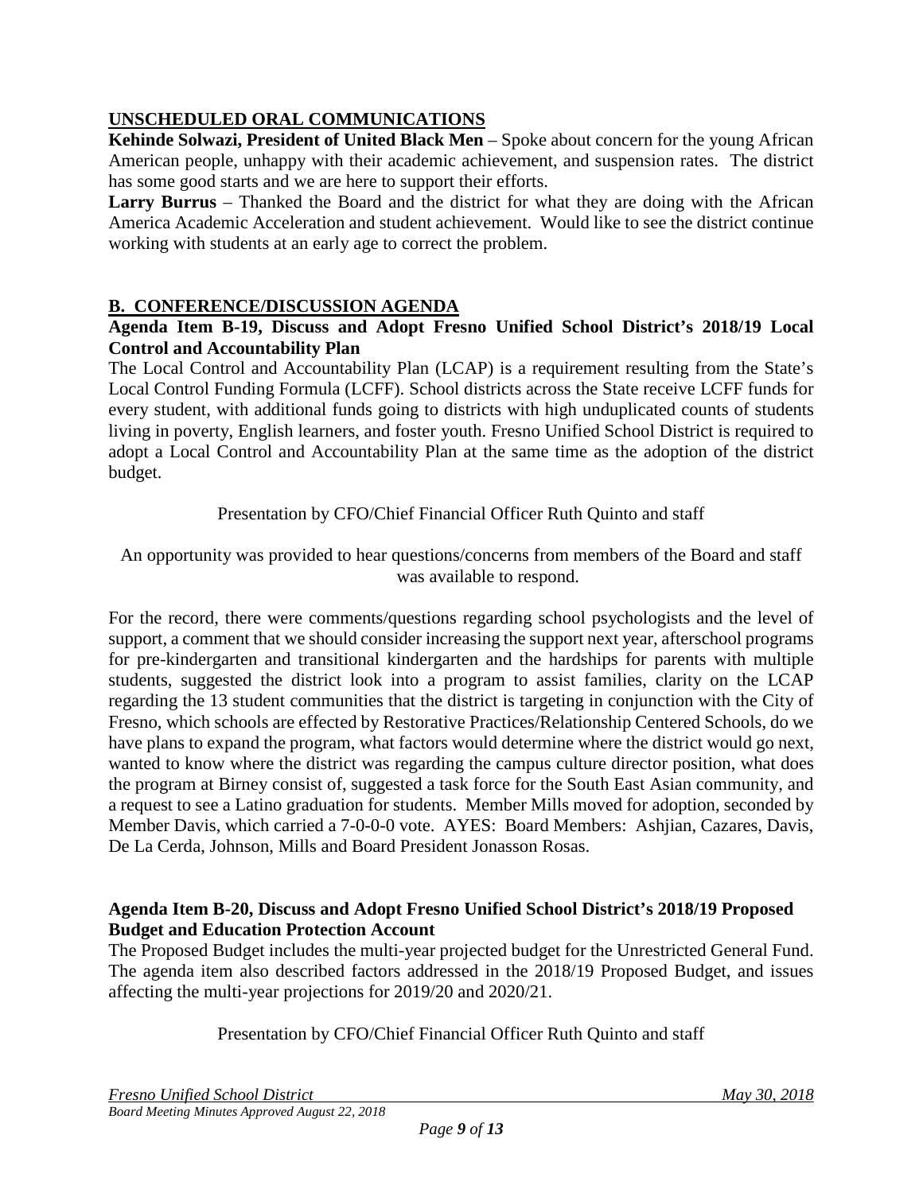## UNSCHEDULED ORAL COMMUNICATIONS

**Kehinde Solwazi, President of United Black Men** – Spoke about concern for the young African American people, unhappy with their academic achievement, and suspension rates. The district has some good starts and we are here to support their efforts.

**Larry Burrus** – Thanked the Board and the district for what they are doing with the African America Academic Acceleration and student achievement. Would like to see the district continue working with students at an early age to correct the problem.

## B. CONFERENCE/DISCUSSION AGENDA

**Agenda Item B-19, Discuss and Adopt Fresno Unified School District's 2018/19 Local Control and Accountability Plan**

The Local Control and Accountability Plan (LCAP) is a requirement resulting from the State's Local Control Funding Formula (LCFF). School districts across the State receive LCFF funds for every student, with additional funds going to districts with high unduplicated counts of students living in poverty, English learners, and foster youth. Fresno Unified School District is required to adopt a Local Control and Accountability Plan at the same time as the adoption of the district budget.

Presentation by CFO/Chief Financial Officer Ruth Quinto and staff

An opportunity was provided to hear questions/concerns from members of the Board and staff was available to respond.

For the record, there were comments/questions regarding school psychologists and the level of support, a comment that we should consider increasing the support next year, afterschool programs for pre-kindergarten and transitional kindergarten and the hardships for parents with multiple students, suggested the district look into a program to assist families, clarity on the LCAP regarding the 13 student communities that the district is targeting in conjunction with the City of Fresno, which schools are effected by Restorative Practices/Relationship Centered Schools, do we have plans to expand the program, what factors would determine where the district would go next, wanted to know where the district was regarding the campus culture director position, what does the program at Birney consist of, suggested a task force for the South East Asian community, and a request to see a Latino graduation for students. Member Mills moved for adoption, seconded by Member Davis, which carried a 7-0-0-0 vote. AYES: Board Members: Ashjian, Cazares, Davis, De La Cerda, Johnson, Mills and Board President Jonasson Rosas.

**Agenda Item B-20, Discuss and Adopt Fresno Unified School District's 2018/19 Proposed Budget and Education Protection Account**

The Proposed Budget includes the multi-year projected budget for the Unrestricted General Fund. The agenda item also described factors addressed in the 2018/19 Proposed Budget, and issues affecting the multi-year projections for 2019/20 and 2020/21.

Presentation by CFO/Chief Financial Officer Ruth Quinto and staff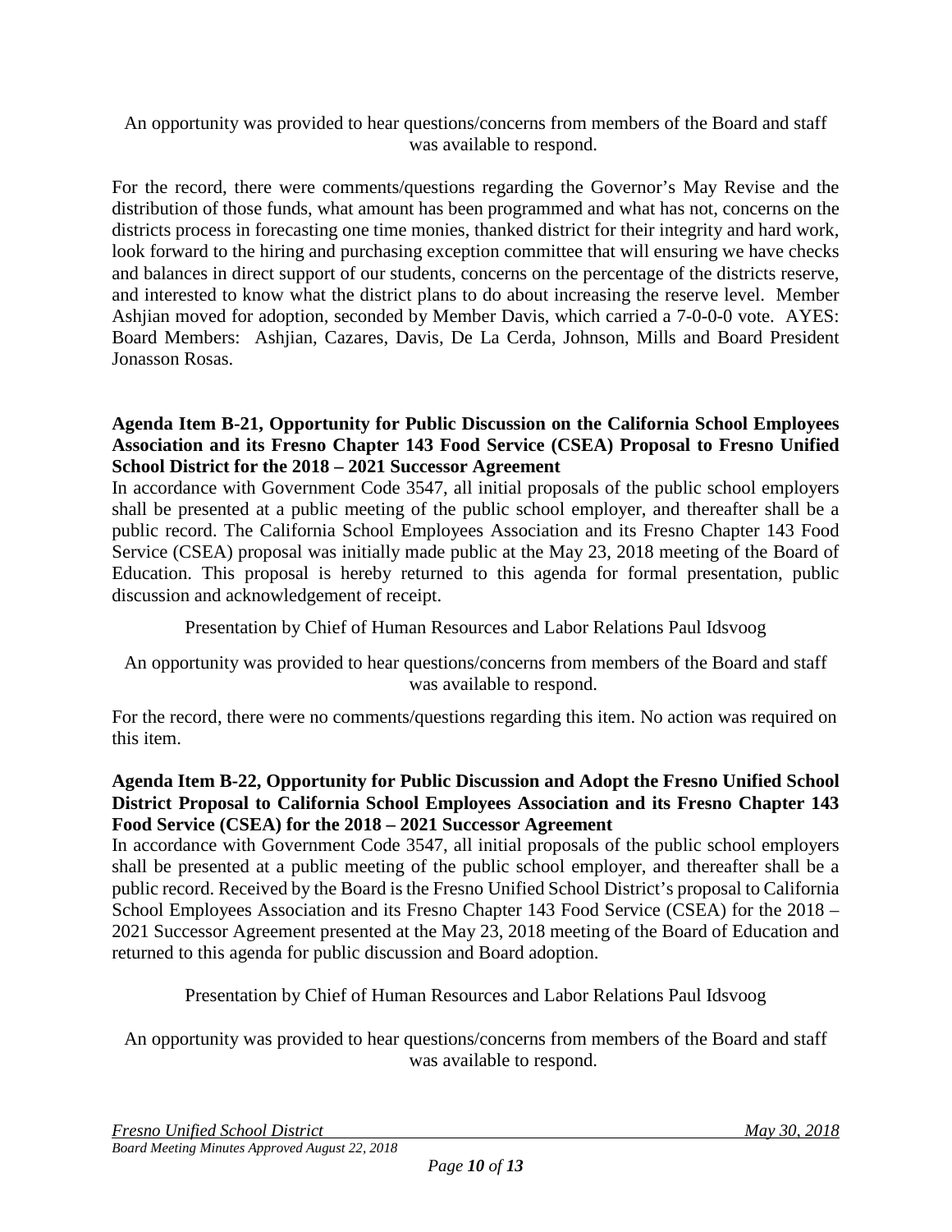An opportunity was provided to hear questions/concerns from members of the Board and staff was available to respond.

For the record, there were comments/questions regarding the Governor's May Revise and the distribution of those funds, what amount has been programmed and what has not, concerns on the districts process in forecasting one time monies, thanked district for their integrity and hard work, look forward to the hiring and purchasing exception committee that will ensuring we have checks and balances in direct support of our students, concerns on the percentage of the districts reserve, and interested to know what the district plans to do about increasing the reserve level. Member Ashjian moved for adoption, seconded by Member Davis, which carried a 7-0-0-0 vote. AYES: Board Members: Ashjian, Cazares, Davis, De La Cerda, Johnson, Mills and Board President Jonasson Rosas.

**Agenda Item B-21, Opportunity for Public Discussion on the California School Employees Association and its Fresno Chapter 143 Food Service (CSEA) Proposal to Fresno Unified School District for the 2018 – 2021 Successor Agreement**

In accordance with Government Code 3547, all initial proposals of the public school employers shall be presented at a public meeting of the public school employer, and thereafter shall be a public record. The California School Employees Association and its Fresno Chapter 143 Food Service (CSEA) proposal was initially made public at the May 23, 2018 meeting of the Board of Education. This proposal is hereby returned to this agenda for formal presentation, public discussion and acknowledgement of receipt.

Presentation by Chief of Human Resources and Labor Relations Paul Idsvoog

An opportunity was provided to hear questions/concerns from members of the Board and staff was available to respond.

For the record, there were no comments/questions regarding this item. No action was required on this item.

**Agenda Item B-22, Opportunity for Public Discussion and Adopt the Fresno Unified School District Proposal to California School Employees Association and its Fresno Chapter 143 Food Service (CSEA) for the 2018 – 2021 Successor Agreement**

In accordance with Government Code 3547, all initial proposals of the public school employers shall be presented at a public meeting of the public school employer, and thereafter shall be a public record. Received by the Board is the Fresno Unified School District's proposal to California School Employees Association and its Fresno Chapter 143 Food Service (CSEA) for the 2018 – 2021 Successor Agreement presented at the May 23, 2018 meeting of the Board of Education and returned to this agenda for public discussion and Board adoption.

Presentation by Chief of Human Resources and Labor Relations Paul Idsvoog

An opportunity was provided to hear questions/concerns from members of the Board and staff was available to respond.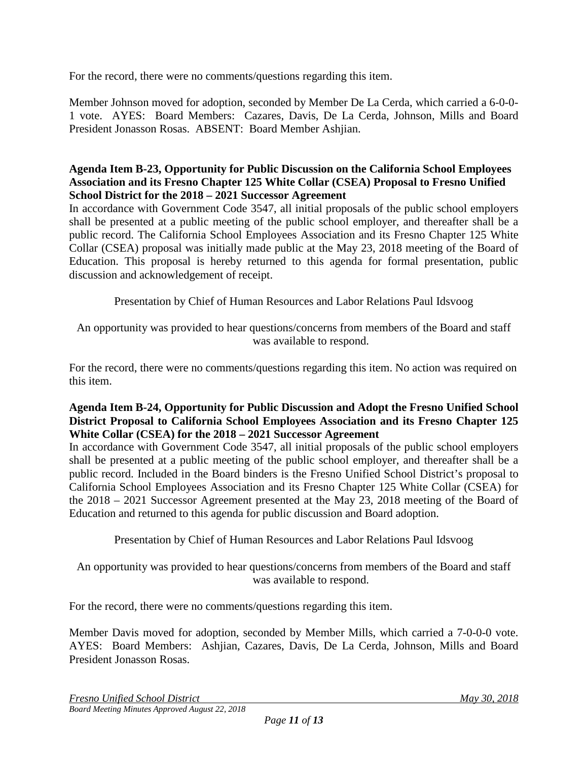For the record, there were no comments/questions regarding this item.

Member Johnson moved for adoption, seconded by Member De La Cerda, which carried a 6-0-0-1 vote. AYES: Board Members: Cazares, Davis, De La Cerda, Johnson, Mills and Board President Jonasson Rosas. ABSENT: Board Member Ashjian.

**Agenda Item B-23, Opportunity for Public Discussion on the California School Employees Association and its Fresno Chapter 125 White Collar (CSEA) Proposal to Fresno Unified School District for the 2018 – 2021 Successor Agreement**

In accordance with Government Code 3547, all initial proposals of the public school employers shall be presented at a public meeting of the public school employer, and thereafter shall be a public record. The California School Employees Association and its Fresno Chapter 125 White Collar (CSEA) proposal was initially made public at the May 23, 2018 meeting of the Board of Education. This proposal is hereby returned to this agenda for formal presentation, public discussion and acknowledgement of receipt.

Presentation by Chief of Human Resources and Labor Relations Paul Idsvoog

An opportunity was provided to hear questions/concerns from members of the Board and staff was available to respond.

For the record, there were no comments/questions regarding this item. No action was required on this item.

**Agenda Item B-24, Opportunity for Public Discussion and Adopt the Fresno Unified School District Proposal to California School Employees Association and its Fresno Chapter 125 White Collar (CSEA) for the 2018 – 2021 Successor Agreement**

In accordance with Government Code 3547, all initial proposals of the public school employers shall be presented at a public meeting of the public school employer, and thereafter shall be a public record. Included in the Board binders is the Fresno Unified School District's proposal to California School Employees Association and its Fresno Chapter 125 White Collar (CSEA) for the 2018 – 2021 Successor Agreement presented at the May 23, 2018 meeting of the Board of Education and returned to this agenda for public discussion and Board adoption.

Presentation by Chief of Human Resources and Labor Relations Paul Idsvoog

An opportunity was provided to hear questions/concerns from members of the Board and staff was available to respond.

For the record, there were no comments/questions regarding this item.

Member Davis moved for adoption, seconded by Member Mills, which carried a 7-0-0-0 vote. AYES: Board Members: Ashjian, Cazares, Davis, De La Cerda, Johnson, Mills and Board President Jonasson Rosas.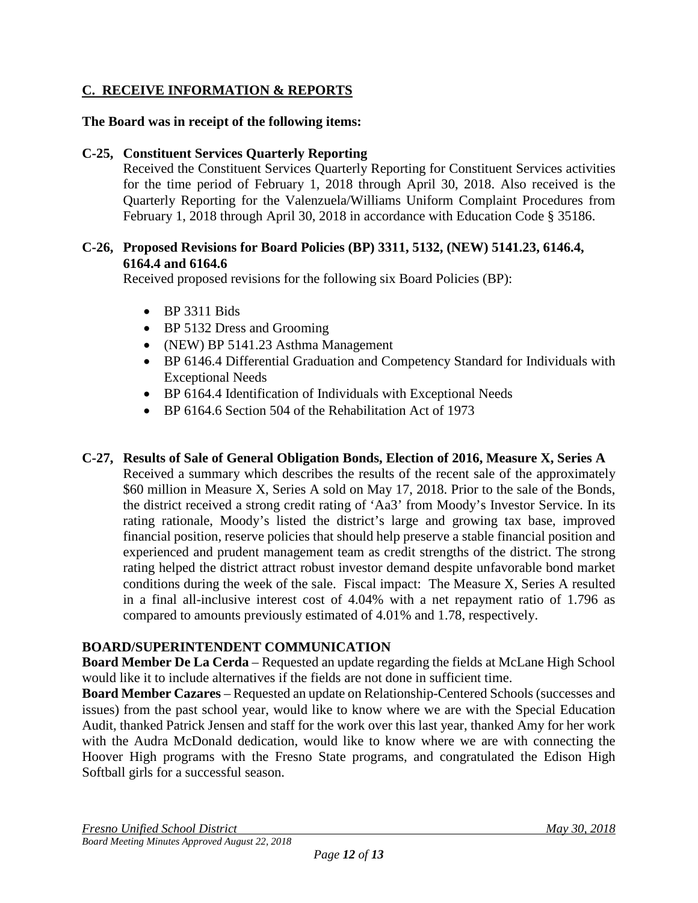## C. RECEIVE INFORMATION & REPORTS

**The Board was in receipt of the following items:**

**C-25, Constituent Services Quarterly Reporting**

Received the Constituent Services Quarterly Reporting for Constituent Services activities for the time period of February 1, 2018 through April 30, 2018. Also received is the Quarterly Reporting for the Valenzuela/Williams Uniform Complaint Procedures from February 1, 2018 through April 30, 2018 in accordance with Education Code § 35186.

**C-26, Proposed Revisions for Board Policies (BP) 3311, 5132, (NEW) 5141.23, 6146.4, 6164.4 and 6164.6**

Received proposed revisions for the following six Board Policies (BP):

- BP 3311 Bids
- BP 5132 Dress and Grooming
- (NEW) BP 5141.23 Asthma Management
- BP 6146.4 Differential Graduation and Competency Standard for Individuals with Exceptional Needs
- BP 6164.4 Identification of Individuals with Exceptional Needs
- BP 6164.6 Section 504 of the Rehabilitation Act of 1973

**C-27, Results of Sale of General Obligation Bonds, Election of 2016, Measure X, Series A**

Received a summary which describes the results of the recent sale of the approximately \$60 million in Measure X, Series A sold on May 17, 2018. Prior to the sale of the Bonds, the district received a strong credit rating of 'Aa3' from Moody's Investor Service. In its rating rationale, Moody's listed the district's large and growing tax base, improved financial position, reserve policies that should help preserve a stable financial position and experienced and prudent management team as credit strengths of the district. The strong rating helped the district attract robust investor demand despite unfavorable bond market conditions during the week of the sale. Fiscal impact: The Measure X, Series A resulted in a final all-inclusive interest cost of 4.04% with a net repayment ratio of 1.796 as compared to amounts previously estimated of 4.01% and 1.78, respectively.

**BOARD/SUPERINTENDENT COMMUNICATION**

**Board Member De La Cerda** – Requested an update regarding the fields at McLane High School would like it to include alternatives if the fields are not done in sufficient time.

**Board Member Cazares** – Requested an update on Relationship-Centered Schools (successes and issues) from the past school year, would like to know where we are with the Special Education Audit, thanked Patrick Jensen and staff for the work over this last year, thanked Amy for her work with the Audra McDonald dedication, would like to know where we are with connecting the Hoover High programs with the Fresno State programs, and congratulated the Edison High Softball girls for a successful season.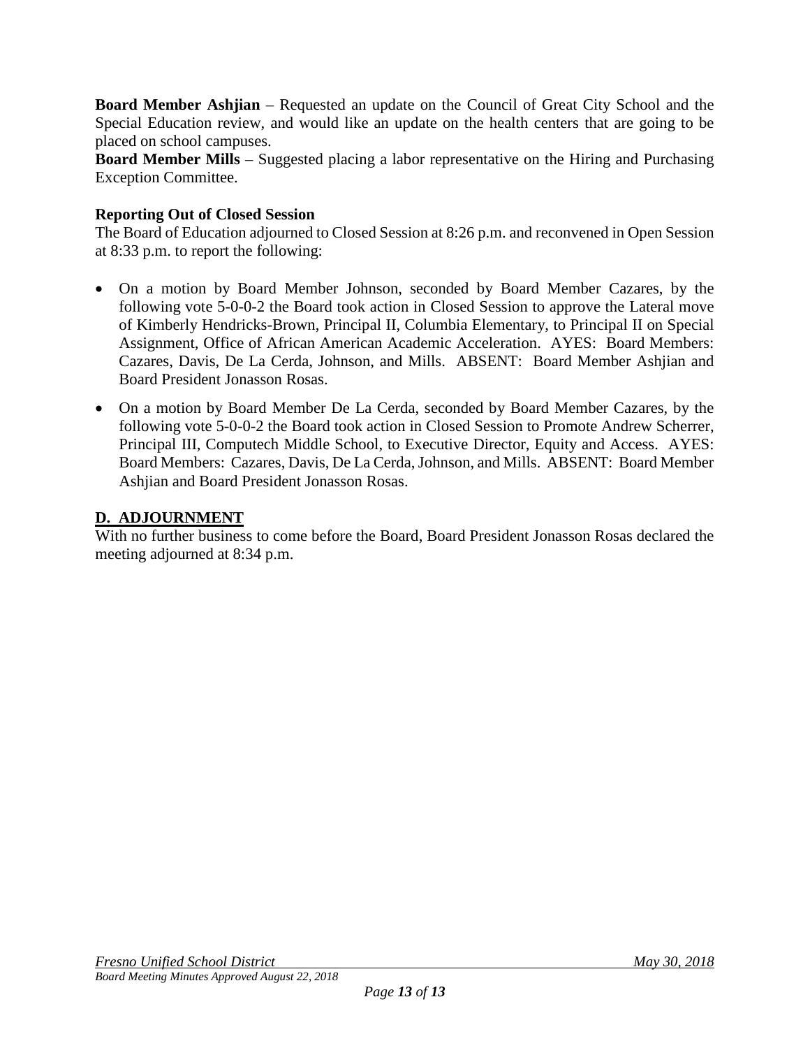**Board Member Ashjian** – Requested an update on the Council of Great City School and the Special Education review, and would like an update on the health centers that are going to be placed on school campuses.
**Board Member Mills** – Suggested placing a labor representative on the Hiring and Purchasing Exception Committee.

**Reporting Out of Closed Session**
The Board of Education adjourned to Closed Session at 8:26 p.m. and reconvened in Open Session at 8:33 p.m. to report the following:

- On a motion by Board Member Johnson, seconded by Board Member Cazares, by the following vote 5-0-0-2 the Board took action in Closed Session to approve the Lateral move of Kimberly Hendricks-Brown, Principal II, Columbia Elementary, to Principal II on Special Assignment, Office of African American Academic Acceleration. AYES: Board Members: Cazares, Davis, De La Cerda, Johnson, and Mills. ABSENT: Board Member Ashjian and Board President Jonasson Rosas.
- On a motion by Board Member De La Cerda, seconded by Board Member Cazares, by the following vote 5-0-0-2 the Board took action in Closed Session to Promote Andrew Scherrer, Principal III, Computech Middle School, to Executive Director, Equity and Access. AYES: Board Members: Cazares, Davis, De La Cerda, Johnson, and Mills. ABSENT: Board Member Ashjian and Board President Jonasson Rosas.

## D. ADJOURNMENT
With no further business to come before the Board, Board President Jonasson Rosas declared the meeting adjourned at 8:34 p.m.